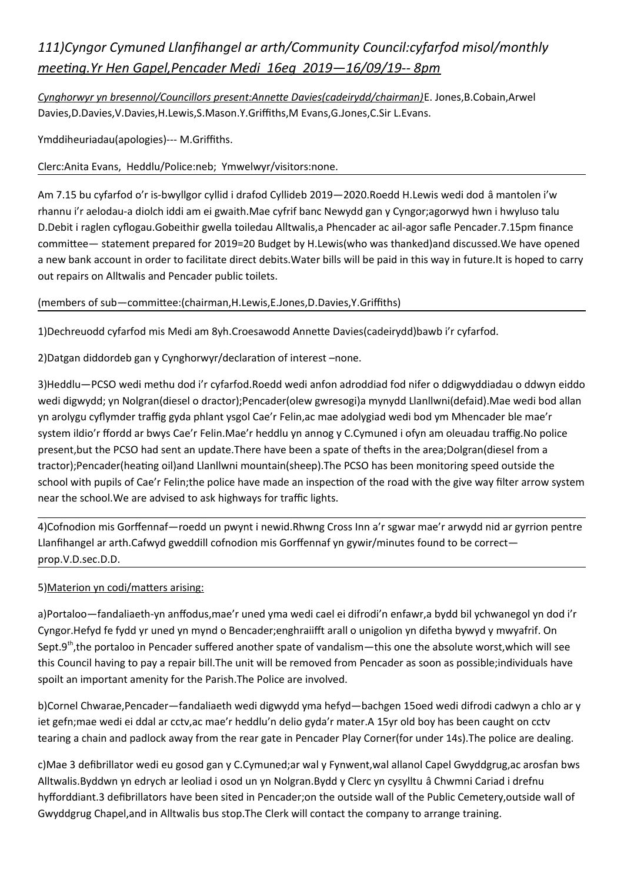*111)Cyngor Cymuned Llanfihangel ar arth/Community Council:cyfarfod misol/monthly meeting.Yr Hen Gapel,Pencader Medi 16eg 2019—16/09/19-- 8pm*

*Cynghorwyr yn bresennol/Councillors present:Annette Davies(cadeirydd/chairman)*E. Jones,B.Cobain,Arwel Davies,D.Davies,V.Davies,H.Lewis,S.Mason.Y.Griffiths,M Evans,G.Jones,C.Sir L.Evans.

Ymddiheuriadau(apologies)--- M.Griffiths.

Clerc:Anita Evans, Heddlu/Police:neb; Ymwelwyr/visitors:none.

---

Am 7.15 bu cyfarfod o'r is-bwyllgor cyllid i drafod Cyllideb 2019—2020.Roedd H.Lewis wedi dod â mantolen i'w rhannu i'r aelodau-a diolch iddi am ei gwaith.Mae cyfrif banc Newydd gan y Cyngor;agorwyd hwn i hwyluso talu D.Debit i raglen cyflogau.Gobeithir gwella toiledau Alltwalis,a Phencader ac ail-agor safle Pencader.7.15pm finance committee— statement prepared for 2019=20 Budget by H.Lewis(who was thanked)and discussed.We have opened a new bank account in order to facilitate direct debits.Water bills will be paid in this way in future.It is hoped to carry out repairs on Alltwalis and Pencader public toilets.

(members of sub—committee:(chairman,H.Lewis,E.Jones,D.Davies,Y.Griffiths)

---

1)Dechreuodd cyfarfod mis Medi am 8yh.Croesawodd Annette Davies(cadeirydd)bawb i'r cyfarfod.

2)Datgan diddordeb gan y Cynghorwyr/declaration of interest –none.

3)Heddlu—PCSO wedi methu dod i'r cyfarfod.Roedd wedi anfon adroddiad fod nifer o ddigwyddiadau o ddwyn eiddo wedi digwydd; yn Nolgran(diesel o dractor);Pencader(olew gwresogi)a mynydd Llanllwni(defaid).Mae wedi bod allan yn arolygu cyflymder traffig gyda phlant ysgol Cae'r Felin,ac mae adolygiad wedi bod ym Mhencader ble mae'r system ildio'r ffordd ar bwys Cae'r Felin.Mae'r heddlu yn annog y C.Cymuned i ofyn am oleuadau traffig.No police present,but the PCSO had sent an update.There have been a spate of thefts in the area;Dolgran(diesel from a tractor);Pencader(heating oil)and Llanllwni mountain(sheep).The PCSO has been monitoring speed outside the school with pupils of Cae'r Felin;the police have made an inspection of the road with the give way filter arrow system near the school.We are advised to ask highways for traffic lights.

---

4)Cofnodion mis Gorffennaf—roedd un pwynt i newid.Rhwng Cross Inn a'r sgwar mae'r arwydd nid ar gyrrion pentre Llanfihangel ar arth.Cafwyd gweddill cofnodion mis Gorffennaf yn gywir/minutes found to be correct—prop.V.D.sec.D.D.

---

5)Materion yn codi/matters arising:

a)Portaloo—fandaliaeth-yn anffodus,mae'r uned yma wedi cael ei difrodi'n enfawr,a bydd bil ychwanegol yn dod i'r Cyngor.Hefyd fe fydd yr uned yn mynd o Bencader;enghraiifft arall o unigolion yn difetha bywyd y mwyafrif. On Sept.9th,the portaloo in Pencader suffered another spate of vandalism—this one the absolute worst,which will see this Council having to pay a repair bill.The unit will be removed from Pencader as soon as possible;individuals have spoilt an important amenity for the Parish.The Police are involved.

b)Cornel Chwarae,Pencader—fandaliaeth wedi digwydd yma hefyd—bachgen 15oed wedi difrodi cadwyn a chlo ar y iet gefn;mae wedi ei ddal ar cctv,ac mae'r heddlu'n delio gyda'r mater.A 15yr old boy has been caught on cctv tearing a chain and padlock away from the rear gate in Pencader Play Corner(for under 14s).The police are dealing.

c)Mae 3 defibrillator wedi eu gosod gan y C.Cymuned;ar wal y Fynwent,wal allanol Capel Gwyddgrug,ac arosfan bws Alltwalis.Byddwn yn edrych ar leoliad i osod un yn Nolgran.Bydd y Clerc yn cysylltu â Chwmni Cariad i drefnu hyfforddiant.3 defibrillators have been sited in Pencader;on the outside wall of the Public Cemetery,outside wall of Gwyddgrug Chapel,and in Alltwalis bus stop.The Clerk will contact the company to arrange training.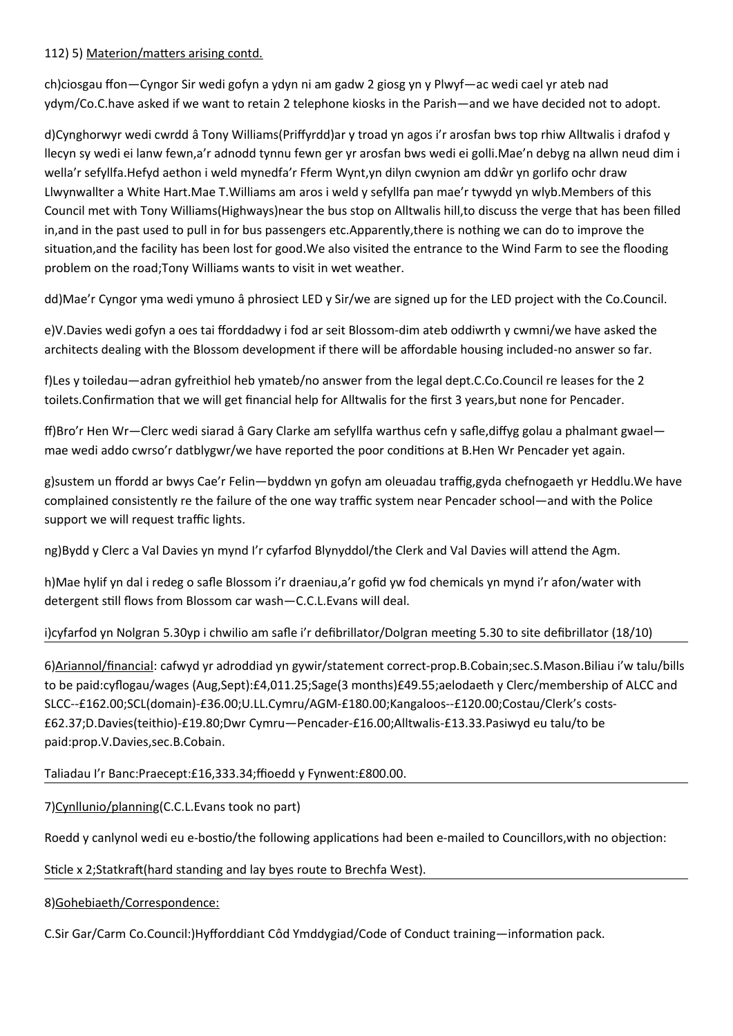112) 5) Materion/matters arising contd.

ch)ciosgau ffon—Cyngor Sir wedi gofyn a ydyn ni am gadw 2 giosg yn y Plwyf—ac wedi cael yr ateb nad ydym/Co.C.have asked if we want to retain 2 telephone kiosks in the Parish—and we have decided not to adopt.

d)Cynghorwyr wedi cwrdd â Tony Williams(Priffyrdd)ar y troad yn agos i'r arosfan bws top rhiw Alltwalis i drafod y llecyn sy wedi ei lanw fewn,a'r adnodd tynnu fewn ger yr arosfan bws wedi ei golli.Mae'n debyg na allwn neud dim i wella'r sefyllfa.Hefyd aethon i weld mynedfa'r Fferm Wynt,yn dilyn cwynion am ddŵr yn gorlifo ochr draw Llwynwallter a White Hart.Mae T.Williams am aros i weld y sefyllfa pan mae'r tywydd yn wlyb.Members of this Council met with Tony Williams(Highways)near the bus stop on Alltwalis hill,to discuss the verge that has been filled in,and in the past used to pull in for bus passengers etc.Apparently,there is nothing we can do to improve the situation,and the facility has been lost for good.We also visited the entrance to the Wind Farm to see the flooding problem on the road;Tony Williams wants to visit in wet weather.

dd)Mae'r Cyngor yma wedi ymuno â phrosiect LED y Sir/we are signed up for the LED project with the Co.Council.

e)V.Davies wedi gofyn a oes tai fforddadwy i fod ar seit Blossom-dim ateb oddiwrth y cwmni/we have asked the architects dealing with the Blossom development if there will be affordable housing included-no answer so far.

f)Les y toiledau—adran gyfreithiol heb ymateb/no answer from the legal dept.C.Co.Council re leases for the 2 toilets.Confirmation that we will get financial help for Alltwalis for the first 3 years,but none for Pencader.

ff)Bro'r Hen Wr—Clerc wedi siarad â Gary Clarke am sefyllfa warthus cefn y safle,diffyg golau a phalmant gwael—mae wedi addo cwrso'r datblygwr/we have reported the poor conditions at B.Hen Wr Pencader yet again.

g)sustem un ffordd ar bwys Cae'r Felin—byddwn yn gofyn am oleuadau traffig,gyda chefnogaeth yr Heddlu.We have complained consistently re the failure of the one way traffic system near Pencader school—and with the Police support we will request traffic lights.

ng)Bydd y Clerc a Val Davies yn mynd I'r cyfarfod Blynyddol/the Clerk and Val Davies will attend the Agm.

h)Mae hylif yn dal i redeg o safle Blossom i'r draeniau,a'r gofid yw fod chemicals yn mynd i'r afon/water with detergent still flows from Blossom car wash—C.C.L.Evans will deal.

i)cyfarfod yn Nolgran 5.30yp i chwilio am safle i'r defibrillator/Dolgran meeting 5.30 to site defibrillator (18/10)

---

6)Ariannol/financial: cafwyd yr adroddiad yn gywir/statement correct-prop.B.Cobain;sec.S.Mason.Biliau i'w talu/bills to be paid:cyflogau/wages (Aug,Sept):£4,011.25;Sage(3 months)£49.55;aelodaeth y Clerc/membership of ALCC and SLCC--£162.00;SCL(domain)-£36.00;U.LL.Cymru/AGM-£180.00;Kangaloos--£120.00;Costau/Clerk's costs-£62.37;D.Davies(teithio)-£19.80;Dwr Cymru—Pencader-£16.00;Alltwalis-£13.33.Pasiwyd eu talu/to be paid:prop.V.Davies,sec.B.Cobain.

Taliadau I'r Banc:Praecept:£16,333.34;ffioedd y Fynwent:£800.00.

---

7)Cynllunio/planning(C.C.L.Evans took no part)

Roedd y canlynol wedi eu e-bostio/the following applications had been e-mailed to Councillors,with no objection:

Sticle x 2;Statkraft(hard standing and lay byes route to Brechfa West).

---

8)Gohebiaeth/Correspondence:

C.Sir Gar/Carm Co.Council:)Hyfforddiant Côd Ymddygiad/Code of Conduct training—information pack.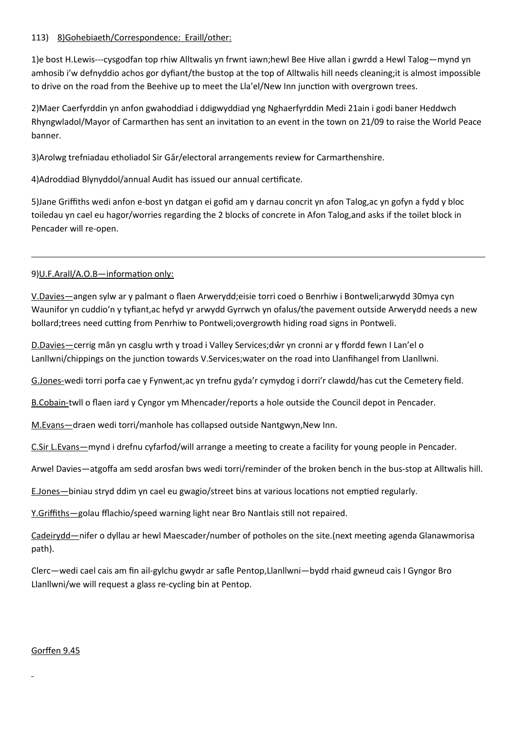113) <u>8)Gohebiaeth/Correspondence: Eraill/other:</u>

1)e bost H.Lewis---cysgodfan top rhiw Alltwalis yn frwnt iawn;hewl Bee Hive allan i gwrdd a Hewl Talog—mynd yn amhosib i'w defnyddio achos gor dyfiant/the bustop at the top of Alltwalis hill needs cleaning;it is almost impossible to drive on the road from the Beehive up to meet the Lla'el/New Inn junction with overgrown trees.

2)Maer Caerfyrddin yn anfon gwahoddiad i ddigwyddiad yng Nghaerfyrddin Medi 21ain i godi baner Heddwch Rhyngwladol/Mayor of Carmarthen has sent an invitation to an event in the town on 21/09 to raise the World Peace banner.

3)Arolwg trefniadau etholiadol Sir Gâr/electoral arrangements review for Carmarthenshire.

4)Adroddiad Blynyddol/annual Audit has issued our annual certificate.

5)Jane Griffiths wedi anfon e-bost yn datgan ei gofid am y darnau concrit yn afon Talog,ac yn gofyn a fydd y bloc toiledau yn cael eu hagor/worries regarding the 2 blocks of concrete in Afon Talog,and asks if the toilet block in Pencader will re-open.

---

<u>9)U.F.Arall/A.O.B—information only:</u>

<u>V.Davies—</u>angen sylw ar y palmant o flaen Arwerydd;eisie torri coed o Benrhiw i Bontweli;arwydd 30mya cyn Waunifor yn cuddio'n y tyfiant,ac hefyd yr arwydd Gyrrwch yn ofalus/the pavement outside Arwerydd needs a new bollard;trees need cutting from Penrhiw to Pontweli;overgrowth hiding road signs in Pontweli.

<u>D.Davies—</u>cerrig mân yn casglu wrth y troad i Valley Services;dŵr yn cronni ar y ffordd fewn I Lan'el o Lanllwni/chippings on the junction towards V.Services;water on the road into Llanfihangel from Llanllwni.

<u>G.Jones-</u>wedi torri porfa cae y Fynwent,ac yn trefnu gyda'r cymydog i dorri'r clawdd/has cut the Cemetery field.

<u>B.Cobain-</u>twll o flaen iard y Cyngor ym Mhencader/reports a hole outside the Council depot in Pencader.

<u>M.Evans—</u>draen wedi torri/manhole has collapsed outside Nantgwyn,New Inn.

<u>C.Sir L.Evans—</u>mynd i drefnu cyfarfod/will arrange a meeting to create a facility for young people in Pencader.

Arwel Davies—atgoffa am sedd arosfan bws wedi torri/reminder of the broken bench in the bus-stop at Alltwalis hill.

<u>E.Jones—</u>biniau stryd ddim yn cael eu gwagio/street bins at various locations not emptied regularly.

<u>Y.Griffiths—</u>golau fflachio/speed warning light near Bro Nantlais still not repaired.

<u>Cadeirydd—</u>nifer o dyllau ar hewl Maescader/number of potholes on the site.(next meeting agenda Glanawmorisa path).

Clerc—wedi cael cais am fin ail-gylchu gwydr ar safle Pentop,Llanllwni—bydd rhaid gwneud cais I Gyngor Bro Llanllwni/we will request a glass re-cycling bin at Pentop.

<u>Gorffen 9.45</u>